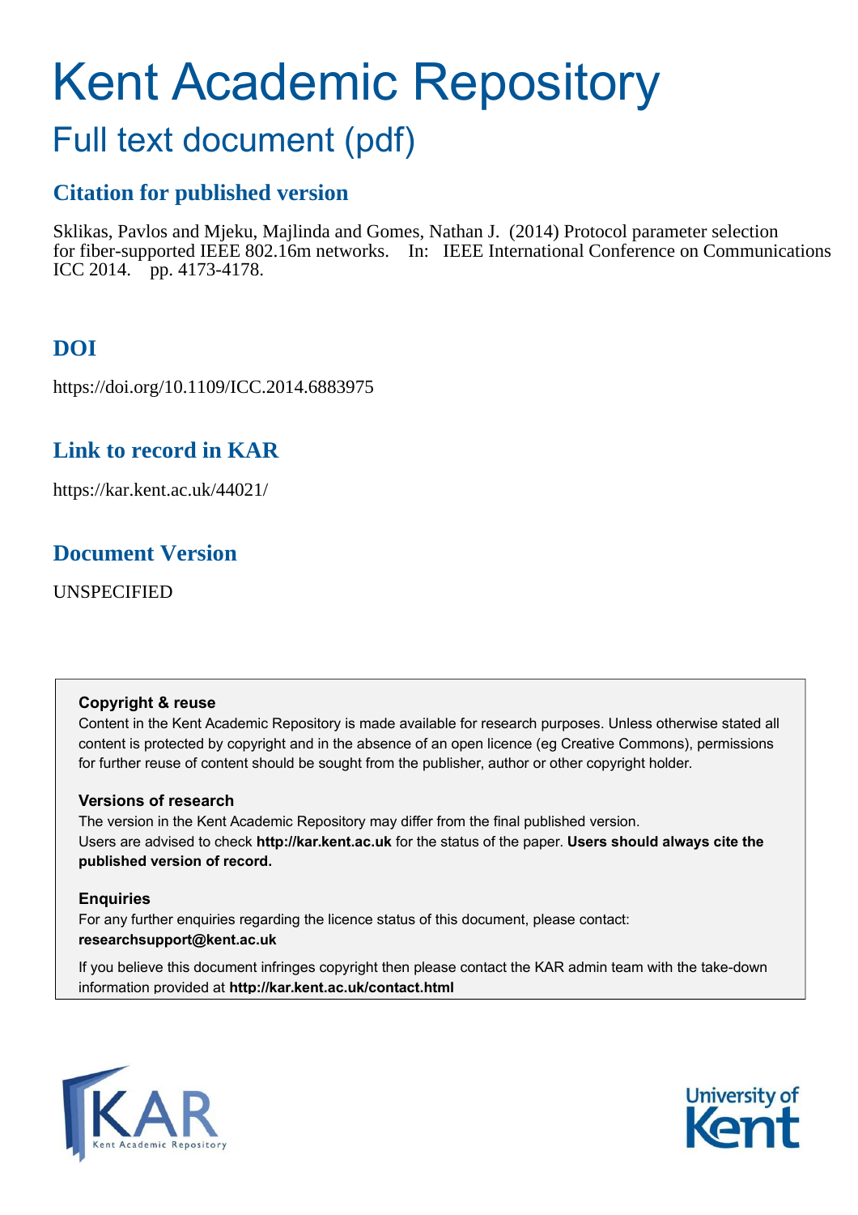# Kent Academic Repository

## Full text document (pdf)

### Citation for published version

Sklikas, Pavlos and Mjeku, Majlinda and Gomes, Nathan J. (2014) Protocol parameter selection for fiber-supported IEEE 802.16m networks. In: IEEE International Conference on Communications ICC 2014. pp. 4173-4178.

### DOI

https://doi.org/10.1109/ICC.2014.6883975

### Link to record in KAR

https://kar.kent.ac.uk/44021/

### Document Version

UNSPECIFIED

**Copyright & reuse**

Content in the Kent Academic Repository is made available for research purposes. Unless otherwise stated all content is protected by copyright and in the absence of an open licence (eg Creative Commons), permissions for further reuse of content should be sought from the publisher, author or other copyright holder.

**Versions of research**

The version in the Kent Academic Repository may differ from the final published version. Users are advised to check **http://kar.kent.ac.uk** for the status of the paper. **Users should always cite the published version of record.**

**Enquiries**

For any further enquiries regarding the licence status of this document, please contact: **researchsupport@kent.ac.uk**

If you believe this document infringes copyright then please contact the KAR admin team with the take-down information provided at **http://kar.kent.ac.uk/contact.html**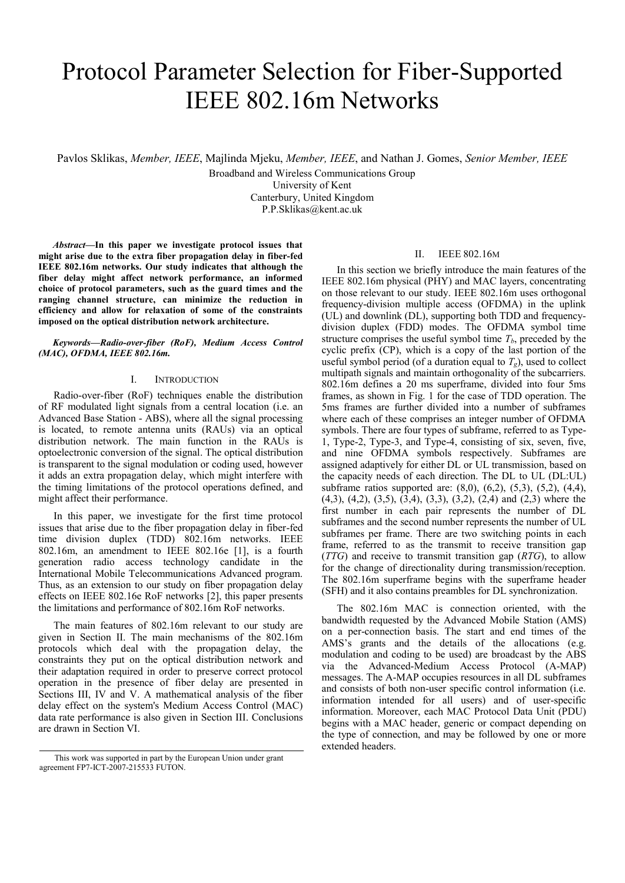# Protocol Parameter Selection for Fiber-Supported IEEE 802.16m Networks

Pavlos Sklikas, *Member, IEEE*, Majlinda Mjeku, *Member, IEEE*, and Nathan J. Gomes, *Senior Member, IEEE*

Broadband and Wireless Communications Group
University of Kent
Canterbury, United Kingdom
P.P.Sklikas@kent.ac.uk

***Abstract*—In this paper we investigate protocol issues that might arise due to the extra fiber propagation delay in fiber-fed IEEE 802.16m networks. Our study indicates that although the fiber delay might affect network performance, an informed choice of protocol parameters, such as the guard times and the ranging channel structure, can minimize the reduction in efficiency and allow for relaxation of some of the constraints imposed on the optical distribution network architecture.**

***Keywords—Radio-over-fiber (RoF), Medium Access Control (MAC), OFDMA, IEEE 802.16m.***

## I. Introduction

Radio-over-fiber (RoF) techniques enable the distribution of RF modulated light signals from a central location (i.e. an Advanced Base Station - ABS), where all the signal processing is located, to remote antenna units (RAUs) via an optical distribution network. The main function in the RAUs is optoelectronic conversion of the signal. The optical distribution is transparent to the signal modulation or coding used, however it adds an extra propagation delay, which might interfere with the timing limitations of the protocol operations defined, and might affect their performance.

In this paper, we investigate for the first time protocol issues that arise due to the fiber propagation delay in fiber-fed time division duplex (TDD) 802.16m networks. IEEE 802.16m, an amendment to IEEE 802.16e [1], is a fourth generation radio access technology candidate in the International Mobile Telecommunications Advanced program. Thus, as an extension to our study on fiber propagation delay effects on IEEE 802.16e RoF networks [2], this paper presents the limitations and performance of 802.16m RoF networks.

The main features of 802.16m relevant to our study are given in Section II. The main mechanisms of the 802.16m protocols which deal with the propagation delay, the constraints they put on the optical distribution network and their adaptation required in order to preserve correct protocol operation in the presence of fiber delay are presented in Sections III, IV and V. A mathematical analysis of the fiber delay effect on the system's Medium Access Control (MAC) data rate performance is also given in Section III. Conclusions are drawn in Section VI.

This work was supported in part by the European Union under grant agreement FP7-ICT-2007-215533 FUTON.

## II. IEEE 802.16m

In this section we briefly introduce the main features of the IEEE 802.16m physical (PHY) and MAC layers, concentrating on those relevant to our study. IEEE 802.16m uses orthogonal frequency-division multiple access (OFDMA) in the uplink (UL) and downlink (DL), supporting both TDD and frequency-division duplex (FDD) modes. The OFDMA symbol time structure comprises the useful symbol time $T_b$, preceded by the cyclic prefix (CP), which is a copy of the last portion of the useful symbol period (of a duration equal to $T_g$), used to collect multipath signals and maintain orthogonality of the subcarriers. 802.16m defines a 20 ms superframe, divided into four 5ms frames, as shown in Fig. 1 for the case of TDD operation. The 5ms frames are further divided into a number of subframes where each of these comprises an integer number of OFDMA symbols. There are four types of subframe, referred to as Type-1, Type-2, Type-3, and Type-4, consisting of six, seven, five, and nine OFDMA symbols respectively. Subframes are assigned adaptively for either DL or UL transmission, based on the capacity needs of each direction. The DL to UL (DL:UL) subframe ratios supported are: (8,0), (6,2), (5,3), (5,2), (4,4), (4,3), (4,2), (3,5), (3,4), (3,3), (3,2), (2,4) and (2,3) where the first number in each pair represents the number of DL subframes and the second number represents the number of UL subframes per frame. There are two switching points in each frame, referred to as the transmit to receive transition gap (*TTG*) and receive to transmit transition gap (*RTG*), to allow for the change of directionality during transmission/reception. The 802.16m superframe begins with the superframe header (SFH) and it also contains preambles for DL synchronization.

The 802.16m MAC is connection oriented, with the bandwidth requested by the Advanced Mobile Station (AMS) on a per-connection basis. The start and end times of the AMS's grants and the details of the allocations (e.g. modulation and coding to be used) are broadcast by the ABS via the Advanced-Medium Access Protocol (A-MAP) messages. The A-MAP occupies resources in all DL subframes and consists of both non-user specific control information (i.e. information intended for all users) and of user-specific information. Moreover, each MAC Protocol Data Unit (PDU) begins with a MAC header, generic or compact depending on the type of connection, and may be followed by one or more extended headers.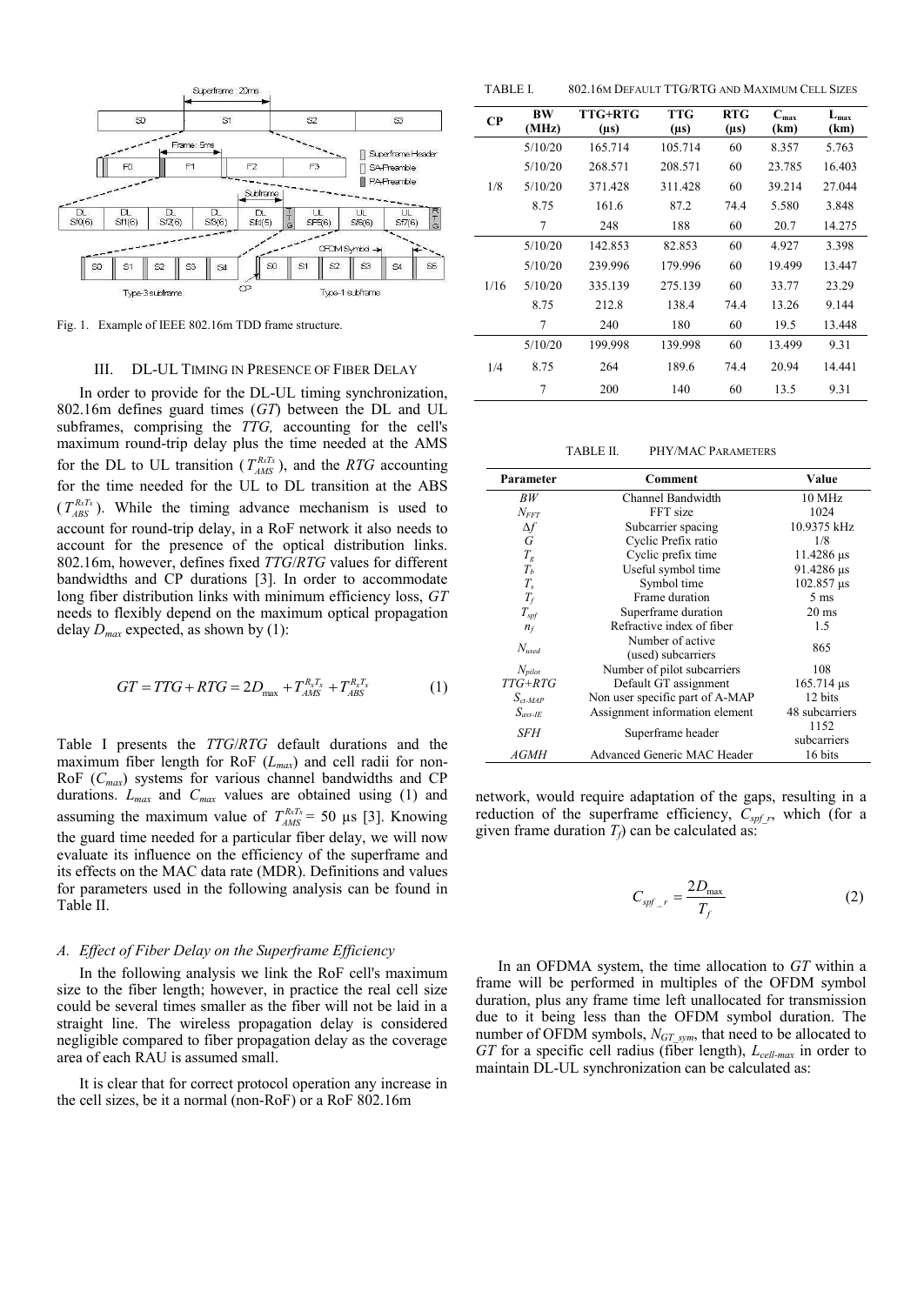Fig. 1. Example of IEEE 802.16m TDD frame structure.

### III. DL-UL Timing in Presence of Fiber Delay

In order to provide for the DL-UL timing synchronization, 802.16m defines guard times (*GT*) between the DL and UL subframes, comprising the *TTG,* accounting for the cell's maximum round-trip delay plus the time needed at the AMS for the DL to UL transition ($T_{AMS}^{R_xT_x}$), and the *RTG* accounting for the time needed for the UL to DL transition at the ABS ($T_{ABS}^{R_xT_x}$). While the timing advance mechanism is used to account for round-trip delay, in a RoF network it also needs to account for the presence of the optical distribution links. 802.16m, however, defines fixed *TTG*/*RTG* values for different bandwidths and CP durations [3]. In order to accommodate long fiber distribution links with minimum efficiency loss, *GT* needs to flexibly depend on the maximum optical propagation delay $D_{max}$ expected, as shown by (1):

$$GT = TTG + RTG = 2D_{\max} + T_{AMS}^{R_xT_x} + T_{ABS}^{R_xT_x} \tag{1}$$

Table I presents the *TTG*/*RTG* default durations and the maximum fiber length for RoF ($L_{max}$) and cell radii for non-RoF ($C_{max}$) systems for various channel bandwidths and CP durations. $L_{max}$ and $C_{max}$ values are obtained using (1) and assuming the maximum value of $T_{AMS}^{R_xT_x}$ = 50 µs [3]. Knowing the guard time needed for a particular fiber delay, we will now evaluate its influence on the efficiency of the superframe and its effects on the MAC data rate (MDR). Definitions and values for parameters used in the following analysis can be found in Table II.

#### A. Effect of Fiber Delay on the Superframe Efficiency

In the following analysis we link the RoF cell's maximum size to the fiber length; however, in practice the real cell size could be several times smaller as the fiber will not be laid in a straight line. The wireless propagation delay is considered negligible compared to fiber propagation delay as the coverage area of each RAU is assumed small.

It is clear that for correct protocol operation any increase in the cell sizes, be it a normal (non-RoF) or a RoF 802.16m network, would require adaptation of the gaps, resulting in a reduction of the superframe efficiency, $C_{spf\_r}$, which (for a given frame duration $T_f$) can be calculated as:

$$C_{spf\_r} = \frac{2D_{\max}}{T_f} \tag{2}$$

In an OFDMA system, the time allocation to *GT* within a frame will be performed in multiples of the OFDM symbol duration, plus any frame time left unallocated for transmission due to it being less than the OFDM symbol duration. The number of OFDM symbols, $N_{GT\_sym}$, that need to be allocated to *GT* for a specific cell radius (fiber length), $L_{cell\text{-}max}$ in order to maintain DL-UL synchronization can be calculated as:

TABLE I. 802.16m Default TTG/RTG and Maximum Cell Sizes

| CP | BW (MHz) | TTG+RTG (µs) | TTG (µs) | RTG (µs) | $C_{max}$ (km) | $L_{max}$ (km) |
|---|---|---|---|---|---|---|
| 1/8 | 5/10/20 | 165.714 | 105.714 | 60 | 8.357 | 5.763 |
| | 5/10/20 | 268.571 | 208.571 | 60 | 23.785 | 16.403 |
| | 5/10/20 | 371.428 | 311.428 | 60 | 39.214 | 27.044 |
| | 8.75 | 161.6 | 87.2 | 74.4 | 5.580 | 3.848 |
| | 7 | 248 | 188 | 60 | 20.7 | 14.275 |
| 1/16 | 5/10/20 | 142.853 | 82.853 | 60 | 4.927 | 3.398 |
| | 5/10/20 | 239.996 | 179.996 | 60 | 19.499 | 13.447 |
| | 5/10/20 | 335.139 | 275.139 | 60 | 33.77 | 23.29 |
| | 8.75 | 212.8 | 138.4 | 74.4 | 13.26 | 9.144 |
| | 7 | 240 | 180 | 60 | 19.5 | 13.448 |
| 1/4 | 5/10/20 | 199.998 | 139.998 | 60 | 13.499 | 9.31 |
| | 8.75 | 264 | 189.6 | 74.4 | 20.94 | 14.441 |
| | 7 | 200 | 140 | 60 | 13.5 | 9.31 |

TABLE II. PHY/MAC Parameters

| Parameter | Comment | Value |
|---|---|---|
| $BW$ | Channel Bandwidth | 10 MHz |
| $N_{FFT}$ | FFT size | 1024 |
| $\Delta f$ | Subcarrier spacing | 10.9375 kHz |
| $G$ | Cyclic Prefix ratio | 1/8 |
| $T_g$ | Cyclic prefix time | 11.4286 µs |
| $T_b$ | Useful symbol time | 91.4286 µs |
| $T_s$ | Symbol time | 102.857 µs |
| $T_f$ | Frame duration | 5 ms |
| $T_{spf}$ | Superframe duration | 20 ms |
| $n_f$ | Refractive index of fiber | 1.5 |
| $N_{used}$ | Number of active (used) subcarriers | 865 |
| $N_{pilot}$ | Number of pilot subcarriers | 108 |
| $TTG$+$RTG$ | Default GT assignment | 165.714 µs |
| $S_{ct\text{-}MAP}$ | Non user specific part of A-MAP | 12 bits |
| $S_{ass\text{-}IE}$ | Assignment information element | 48 subcarriers |
| $SFH$ | Superframe header | 1152 subcarriers |
| $AGMH$ | Advanced Generic MAC Header | 16 bits |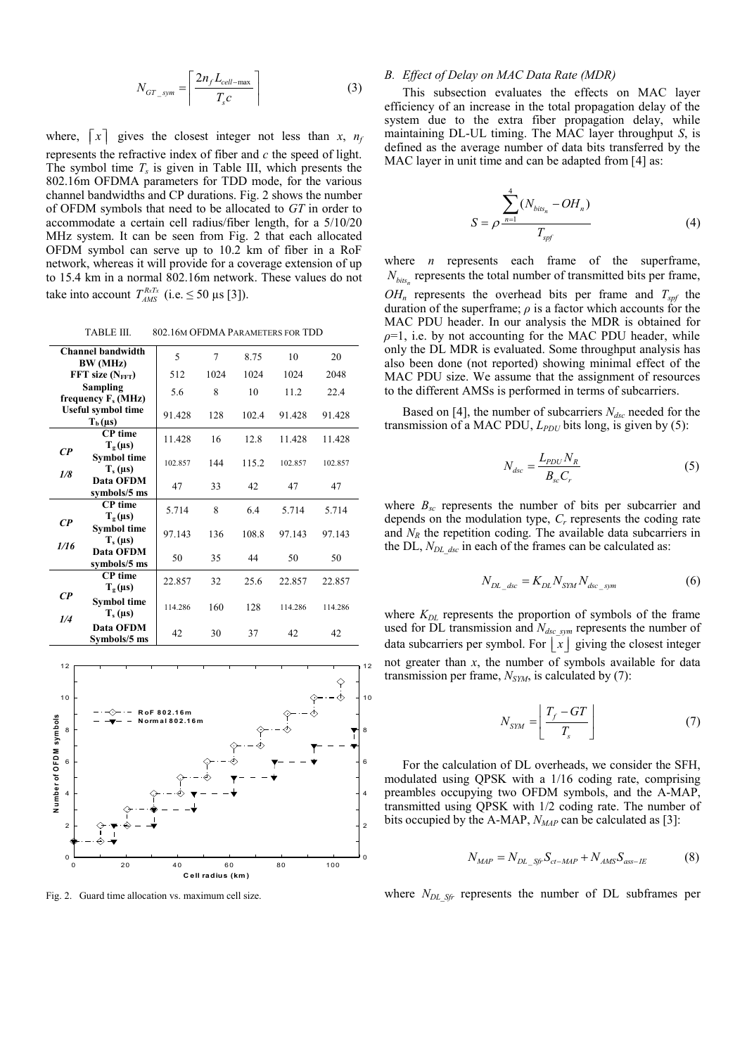$$N_{GT\_sym} = \left\lceil \frac{2n_f L_{cell-\max}}{T_s c} \right\rceil \quad (3)$$

where, $\lceil x \rceil$ gives the closest integer not less than $x$, $n_f$ represents the refractive index of fiber and $c$ the speed of light. The symbol time $T_s$ is given in Table III, which presents the 802.16m OFDMA parameters for TDD mode, for the various channel bandwidths and CP durations. Fig. 2 shows the number of OFDM symbols that need to be allocated to $GT$ in order to accommodate a certain cell radius/fiber length, for a 5/10/20 MHz system. It can be seen from Fig. 2 that each allocated OFDM symbol can serve up to 10.2 km of fiber in a RoF network, whereas it will provide for a coverage extension of up to 15.4 km in a normal 802.16m network. These values do not take into account $T_{AMS}^{RxTx}$ (i.e. ≤ 50 μs [3]).

TABLE III. 802.16M OFDMA PARAMETERS FOR TDD

| | Channel bandwidth BW (MHz) | 5 | 7 | 8.75 | 10 | 20 |
|---|---|---|---|---|---|---|
| | FFT size ($N_{FFT}$) | 512 | 1024 | 1024 | 1024 | 2048 |
| | Sampling frequency $F_s$ (MHz) | 5.6 | 8 | 10 | 11.2 | 22.4 |
| | Useful symbol time $T_b$ (μs) | 91.428 | 128 | 102.4 | 91.428 | 91.428 |
| CP 1/8 | CP time $T_g$ (μs) | 11.428 | 16 | 12.8 | 11.428 | 11.428 |
| | Symbol time $T_s$ (μs) | 102.857 | 144 | 115.2 | 102.857 | 102.857 |
| | Data OFDM symbols/5 ms | 47 | 33 | 42 | 47 | 47 |
| CP 1/16 | CP time $T_g$ (μs) | 5.714 | 8 | 6.4 | 5.714 | 5.714 |
| | Symbol time $T_s$ (μs) | 97.143 | 136 | 108.8 | 97.143 | 97.143 |
| | Data OFDM symbols/5 ms | 50 | 35 | 44 | 50 | 50 |
| CP 1/4 | CP time $T_g$ (μs) | 22.857 | 32 | 25.6 | 22.857 | 22.857 |
| | Symbol time $T_s$ (μs) | 114.286 | 160 | 128 | 114.286 | 114.286 |
| | Data OFDM Symbols/5 ms | 42 | 30 | 37 | 42 | 42 |

Fig. 2. Guard time allocation vs. maximum cell size.

## B. Effect of Delay on MAC Data Rate (MDR)

This subsection evaluates the effects on MAC layer efficiency of an increase in the total propagation delay of the system due to the extra fiber propagation delay, while maintaining DL-UL timing. The MAC layer throughput $S$, is defined as the average number of data bits transferred by the MAC layer in unit time and can be adapted from [4] as:

$$S = \rho \frac{\sum_{n=1}^{4} (N_{bits_n} - OH_n)}{T_{spf}} \quad (4)$$

where $n$ represents each frame of the superframe, $N_{bits_n}$ represents the total number of transmitted bits per frame, $OH_n$ represents the overhead bits per frame and $T_{spf}$ the duration of the superframe; $\rho$ is a factor which accounts for the MAC PDU header. In our analysis the MDR is obtained for $\rho$=1, i.e. by not accounting for the MAC PDU header, while only the DL MDR is evaluated. Some throughput analysis has also been done (not reported) showing minimal effect of the MAC PDU size. We assume that the assignment of resources to the different AMSs is performed in terms of subcarriers.

Based on [4], the number of subcarriers $N_{dsc}$ needed for the transmission of a MAC PDU, $L_{PDU}$ bits long, is given by (5):

$$N_{dsc} = \frac{L_{PDU} N_R}{B_{sc} C_r} \quad (5)$$

where $B_{sc}$ represents the number of bits per subcarrier and depends on the modulation type, $C_r$ represents the coding rate and $N_R$ the repetition coding. The available data subcarriers in the DL, $N_{DL\_dsc}$ in each of the frames can be calculated as:

$$N_{DL\_dsc} = K_{DL} N_{SYM} N_{dsc\_sym} \quad (6)$$

where $K_{DL}$ represents the proportion of symbols of the frame used for DL transmission and $N_{dsc\_sym}$ represents the number of data subcarriers per symbol. For $\lfloor x \rfloor$ giving the closest integer not greater than $x$, the number of symbols available for data transmission per frame, $N_{SYM}$, is calculated by (7):

$$N_{SYM} = \left\lfloor \frac{T_f - GT}{T_s} \right\rfloor \quad (7)$$

For the calculation of DL overheads, we consider the SFH, modulated using QPSK with a 1/16 coding rate, comprising preambles occupying two OFDM symbols, and the A-MAP, transmitted using QPSK with 1/2 coding rate. The number of bits occupied by the A-MAP, $N_{MAP}$ can be calculated as [3]:

$$N_{MAP} = N_{DL\_Sfr} S_{ct-MAP} + N_{AMS} S_{ass-IE} \quad (8)$$

where $N_{DL\_Sfr}$ represents the number of DL subframes per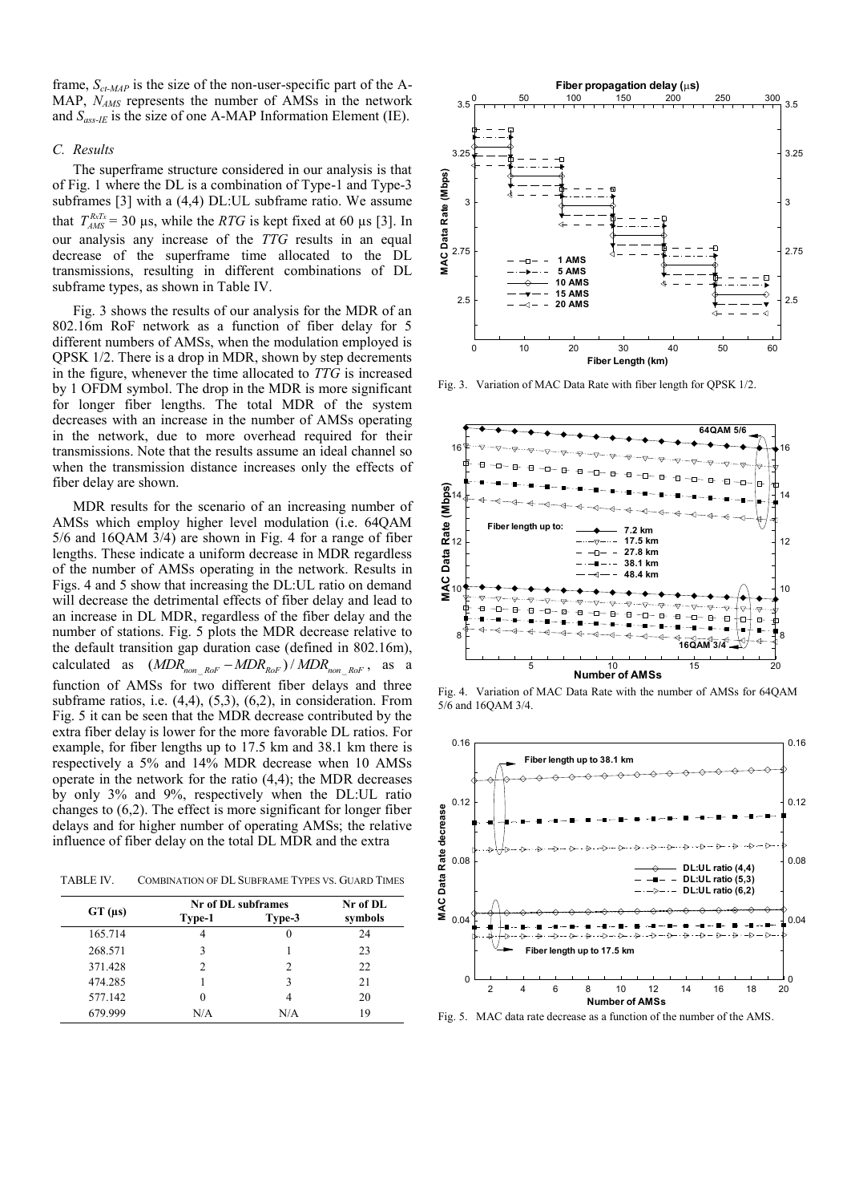frame, $S_{ct\text{-}MAP}$ is the size of the non-user-specific part of the A-MAP, $N_{AMS}$ represents the number of AMSs in the network and $S_{ass\text{-}IE}$ is the size of one A-MAP Information Element (IE).

### C. Results

The superframe structure considered in our analysis is that of Fig. 1 where the DL is a combination of Type-1 and Type-3 subframes [3] with a (4,4) DL:UL subframe ratio. We assume that $T_{AMS}^{RxTx}$ = 30 µs, while the *RTG* is kept fixed at 60 µs [3]. In our analysis any increase of the *TTG* results in an equal decrease of the superframe time allocated to the DL transmissions, resulting in different combinations of DL subframe types, as shown in Table IV.

Fig. 3 shows the results of our analysis for the MDR of an 802.16m RoF network as a function of fiber delay for 5 different numbers of AMSs, when the modulation employed is QPSK 1/2. There is a drop in MDR, shown by step decrements in the figure, whenever the time allocated to *TTG* is increased by 1 OFDM symbol. The drop in the MDR is more significant for longer fiber lengths. The total MDR of the system decreases with an increase in the number of AMSs operating in the network, due to more overhead required for their transmissions. Note that the results assume an ideal channel so when the transmission distance increases only the effects of fiber delay are shown.

MDR results for the scenario of an increasing number of AMSs which employ higher level modulation (i.e. 64QAM 5/6 and 16QAM 3/4) are shown in Fig. 4 for a range of fiber lengths. These indicate a uniform decrease in MDR regardless of the number of AMSs operating in the network. Results in Figs. 4 and 5 show that increasing the DL:UL ratio on demand will decrease the detrimental effects of fiber delay and lead to an increase in DL MDR, regardless of the fiber delay and the number of stations. Fig. 5 plots the MDR decrease relative to the default transition gap duration case (defined in 802.16m), calculated as $(MDR_{non\_RoF} - MDR_{RoF})/MDR_{non\_RoF}$, as a function of AMSs for two different fiber delays and three subframe ratios, i.e. (4,4), (5,3), (6,2), in consideration. From Fig. 5 it can be seen that the MDR decrease contributed by the extra fiber delay is lower for the more favorable DL ratios. For example, for fiber lengths up to 17.5 km and 38.1 km there is respectively a 5% and 14% MDR decrease when 10 AMSs operate in the network for the ratio (4,4); the MDR decreases by only 3% and 9%, respectively when the DL:UL ratio changes to (6,2). The effect is more significant for longer fiber delays and for higher number of operating AMSs; the relative influence of fiber delay on the total DL MDR and the extra

TABLE IV. COMBINATION OF DL SUBFRAME TYPES VS. GUARD TIMES

| GT (µs) | Nr of DL subframes | | Nr of DL symbols |
|---|---|---|---|
| | Type-1 | Type-3 | |
| 165.714 | 4 | 0 | 24 |
| 268.571 | 3 | 1 | 23 |
| 371.428 | 2 | 2 | 22 |
| 474.285 | 1 | 3 | 21 |
| 577.142 | 0 | 4 | 20 |
| 679.999 | N/A | N/A | 19 |

Fig. 3. Variation of MAC Data Rate with fiber length for QPSK 1/2.

Fig. 4. Variation of MAC Data Rate with the number of AMSs for 64QAM 5/6 and 16QAM 3/4.

Fig. 5. MAC data rate decrease as a function of the number of the AMS.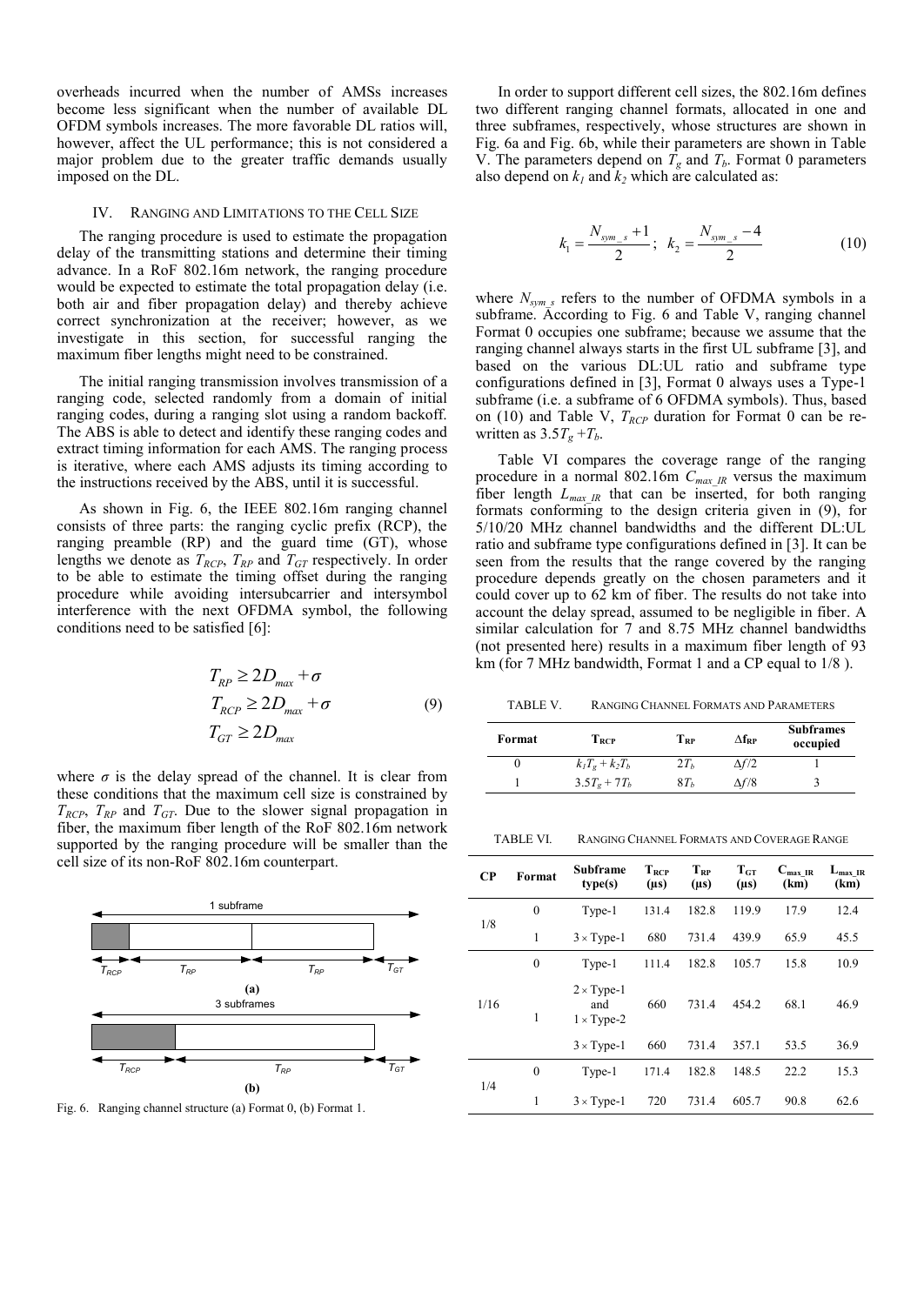overheads incurred when the number of AMSs increases become less significant when the number of available DL OFDM symbols increases. The more favorable DL ratios will, however, affect the UL performance; this is not considered a major problem due to the greater traffic demands usually imposed on the DL.

## IV. Ranging and Limitations to the Cell Size

The ranging procedure is used to estimate the propagation delay of the transmitting stations and determine their timing advance. In a RoF 802.16m network, the ranging procedure would be expected to estimate the total propagation delay (i.e. both air and fiber propagation delay) and thereby achieve correct synchronization at the receiver; however, as we investigate in this section, for successful ranging the maximum fiber lengths might need to be constrained.

The initial ranging transmission involves transmission of a ranging code, selected randomly from a domain of initial ranging codes, during a ranging slot using a random backoff. The ABS is able to detect and identify these ranging codes and extract timing information for each AMS. The ranging process is iterative, where each AMS adjusts its timing according to the instructions received by the ABS, until it is successful.

As shown in Fig. 6, the IEEE 802.16m ranging channel consists of three parts: the ranging cyclic prefix (RCP), the ranging preamble (RP) and the guard time (GT), whose lengths we denote as $T_{RCP}$, $T_{RP}$ and $T_{GT}$ respectively. In order to be able to estimate the timing offset during the ranging procedure while avoiding intersubcarrier and intersymbol interference with the next OFDMA symbol, the following conditions need to be satisfied [6]:

$$
\begin{aligned}
T_{RP} &\geq 2D_{max} + \sigma \\
T_{RCP} &\geq 2D_{max} + \sigma \\
T_{GT} &\geq 2D_{max}
\end{aligned}
\tag{9}
$$

where $\sigma$ is the delay spread of the channel. It is clear from these conditions that the maximum cell size is constrained by $T_{RCP}$, $T_{RP}$ and $T_{GT}$. Due to the slower signal propagation in fiber, the maximum fiber length of the RoF 802.16m network supported by the ranging procedure will be smaller than the cell size of its non-RoF 802.16m counterpart.

Fig. 6. Ranging channel structure (a) Format 0, (b) Format 1.

In order to support different cell sizes, the 802.16m defines two different ranging channel formats, allocated in one and three subframes, respectively, whose structures are shown in Fig. 6a and Fig. 6b, while their parameters are shown in Table V. The parameters depend on $T_g$ and $T_b$. Format 0 parameters also depend on $k_1$ and $k_2$ which are calculated as:

$$
k_1 = \frac{N_{sym\_s} + 1}{2}; \quad k_2 = \frac{N_{sym\_s} - 4}{2} \tag{10}
$$

where $N_{sym\_s}$ refers to the number of OFDMA symbols in a subframe. According to Fig. 6 and Table V, ranging channel Format 0 occupies one subframe; because we assume that the ranging channel always starts in the first UL subframe [3], and based on the various DL:UL ratio and subframe type configurations defined in [3], Format 0 always uses a Type-1 subframe (i.e. a subframe of 6 OFDMA symbols). Thus, based on (10) and Table V, $T_{RCP}$ duration for Format 0 can be re-written as $3.5T_g + T_b$.

Table VI compares the coverage range of the ranging procedure in a normal 802.16m $C_{max\_IR}$ versus the maximum fiber length $L_{max\_IR}$ that can be inserted, for both ranging formats conforming to the design criteria given in (9), for 5/10/20 MHz channel bandwidths and the different DL:UL ratio and subframe type configurations defined in [3]. It can be seen from the results that the range covered by the ranging procedure depends greatly on the chosen parameters and it could cover up to 62 km of fiber. The results do not take into account the delay spread, assumed to be negligible in fiber. A similar calculation for 7 and 8.75 MHz channel bandwidths (not presented here) results in a maximum fiber length of 93 km (for 7 MHz bandwidth, Format 1 and a CP equal to 1/8 ).

TABLE V. Ranging Channel Formats and Parameters

| Format | $T_{RCP}$ | $T_{RP}$ | $\Delta f_{RP}$ | Subframes occupied |
|---|---|---|---|---|
| 0 | $k_1T_g + k_2T_b$ | $2T_b$ | $\Delta f/2$ | 1 |
| 1 | $3.5T_g + 7T_b$ | $8T_b$ | $\Delta f/8$ | 3 |

TABLE VI. Ranging Channel Formats and Coverage Range

| CP | Format | Subframe type(s) | $T_{RCP}$ (μs) | $T_{RP}$ (μs) | $T_{GT}$ (μs) | $C_{max\_IR}$ (km) | $L_{max\_IR}$ (km) |
|---|---|---|---|---|---|---|---|
| 1/8 | 0 | Type-1 | 131.4 | 182.8 | 119.9 | 17.9 | 12.4 |
| | 1 | 3 × Type-1 | 680 | 731.4 | 439.9 | 65.9 | 45.5 |
| 1/16 | 0 | Type-1 | 111.4 | 182.8 | 105.7 | 15.8 | 10.9 |
| | 1 | 2 × Type-1 and 1 × Type-2 | 660 | 731.4 | 454.2 | 68.1 | 46.9 |
| | | 3 × Type-1 | 660 | 731.4 | 357.1 | 53.5 | 36.9 |
| 1/4 | 0 | Type-1 | 171.4 | 182.8 | 148.5 | 22.2 | 15.3 |
| | 1 | 3 × Type-1 | 720 | 731.4 | 605.7 | 90.8 | 62.6 |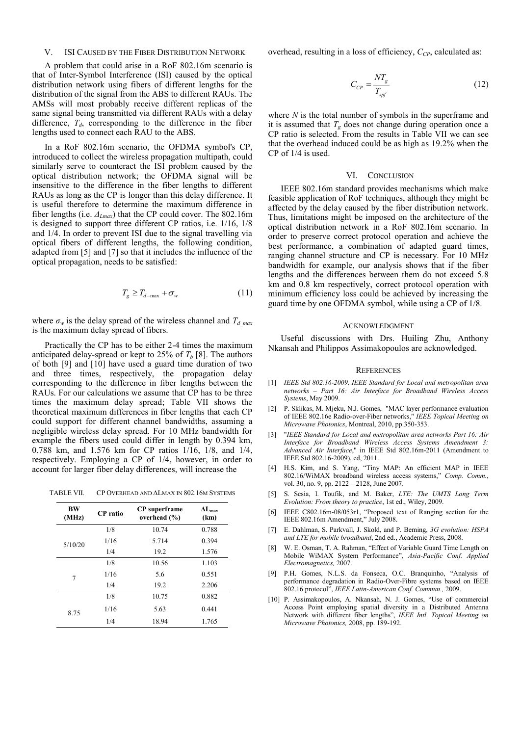## V. ISI Caused by the Fiber Distribution Network

A problem that could arise in a RoF 802.16m scenario is that of Inter-Symbol Interference (ISI) caused by the optical distribution network using fibers of different lengths for the distribution of the signal from the ABS to different RAUs. The AMSs will most probably receive different replicas of the same signal being transmitted via different RAUs with a delay difference, $T_d$, corresponding to the difference in the fiber lengths used to connect each RAU to the ABS.

In a RoF 802.16m scenario, the OFDMA symbol's CP, introduced to collect the wireless propagation multipath, could similarly serve to counteract the ISI problem caused by the optical distribution network; the OFDMA signal will be insensitive to the difference in the fiber lengths to different RAUs as long as the CP is longer than this delay difference. It is useful therefore to determine the maximum difference in fiber lengths (i.e. $\Delta_{Lmax}$) that the CP could cover. The 802.16m is designed to support three different CP ratios, i.e. 1/16, 1/8 and 1/4. In order to prevent ISI due to the signal travelling via optical fibers of different lengths, the following condition, adapted from [5] and [7] so that it includes the influence of the optical propagation, needs to be satisfied:

$$T_g \geq T_{d-\max} + \sigma_w \tag{11}$$

where $\sigma_w$ is the delay spread of the wireless channel and $T_{d\_max}$ is the maximum delay spread of fibers.

Practically the CP has to be either 2-4 times the maximum anticipated delay-spread or kept to 25% of $T_b$ [8]. The authors of both [9] and [10] have used a guard time duration of two and three times, respectively, the propagation delay corresponding to the difference in fiber lengths between the RAUs. For our calculations we assume that CP has to be three times the maximum delay spread; Table VII shows the theoretical maximum differences in fiber lengths that each CP could support for different channel bandwidths, assuming a negligible wireless delay spread. For 10 MHz bandwidth for example the fibers used could differ in length by 0.394 km, 0.788 km, and 1.576 km for CP ratios 1/16, 1/8, and 1/4, respectively. Employing a CP of 1/4, however, in order to account for larger fiber delay differences, will increase the overhead, resulting in a loss of efficiency, $C_{CP}$, calculated as:

$$C_{CP} = \frac{NT_g}{T_{spf}} \tag{12}$$

where $N$ is the total number of symbols in the superframe and it is assumed that $T_g$ does not change during operation once a CP ratio is selected. From the results in Table VII we can see that the overhead induced could be as high as 19.2% when the CP of 1/4 is used.

TABLE VII. CP Overhead and ΔLmax in 802.16m Systems

| BW (MHz) | CP ratio | CP superframe overhead (%) | $\Delta L_{max}$ (km) |
|---|---|---|---|
| 5/10/20 | 1/8 | 10.74 | 0.788 |
| | 1/16 | 5.714 | 0.394 |
| | 1/4 | 19.2 | 1.576 |
| 7 | 1/8 | 10.56 | 1.103 |
| | 1/16 | 5.6 | 0.551 |
| | 1/4 | 19.2 | 2.206 |
| 8.75 | 1/8 | 10.75 | 0.882 |
| | 1/16 | 5.63 | 0.441 |
| | 1/4 | 18.94 | 1.765 |

## VI. Conclusion

IEEE 802.16m standard provides mechanisms which make feasible application of RoF techniques, although they might be affected by the delay caused by the fiber distribution network. Thus, limitations might be imposed on the architecture of the optical distribution network in a RoF 802.16m scenario. In order to preserve correct protocol operation and achieve the best performance, a combination of adapted guard times, ranging channel structure and CP is necessary. For 10 MHz bandwidth for example, our analysis shows that if the fiber lengths and the differences between them do not exceed 5.8 km and 0.8 km respectively, correct protocol operation with minimum efficiency loss could be achieved by increasing the guard time by one OFDMA symbol, while using a CP of 1/8.

## Acknowledgment

Useful discussions with Drs. Huiling Zhu, Anthony Nkansah and Philippos Assimakopoulos are acknowledged.

## References

[1] *IEEE Std 802.16-2009, IEEE Standard for Local and metropolitan area networks – Part 16: Air Interface for Broadband Wireless Access Systems*, May 2009.

[2] P. Sklikas, M. Mjeku, N.J. Gomes, "MAC layer performance evaluation of IEEE 802.16e Radio-over-Fiber networks," *IEEE Topical Meeting on Microwave Photonics*, Montreal, 2010, pp.350-353.

[3] "*IEEE Standard for Local and metropolitan area networks Part 16: Air Interface for Broadband Wireless Access Systems Amendment 3: Advanced Air Interface*," in IEEE Std 802.16m-2011 (Amendment to IEEE Std 802.16-2009), ed, 2011.

[4] H.S. Kim, and S. Yang, "Tiny MAP: An efficient MAP in IEEE 802.16/WiMAX broadband wireless access systems," *Comp. Comm.*, vol. 30, no. 9, pp. 2122 – 2128, June 2007.

[5] S. Sesia, I. Toufik, and M. Baker, *LTE: The UMTS Long Term Evolution: From theory to practice*, 1st ed., Wiley, 2009.

[6] IEEE C802.16m-08/053r1, "Proposed text of Ranging section for the IEEE 802.16m Amendment," July 2008.

[7] E. Dahlman, S. Parkvall, J. Skold, and P. Beming, *3G evolution: HSPA and LTE for mobile broadband*, 2nd ed., Academic Press, 2008.

[8] W. E. Osman, T. A. Rahman, "Effect of Variable Guard Time Length on Mobile WiMAX System Performance", *Asia-Pacific Conf. Applied Electromagnetics,* 2007.

[9] P.H. Gomes, N.L.S. da Fonseca, O.C. Branquinho, "Analysis of performance degradation in Radio-Over-Fibre systems based on IEEE 802.16 protocol", *IEEE Latin-American Conf. Commun.,* 2009.

[10] P. Assimakopoulos, A. Nkansah, N. J. Gomes, "Use of commercial Access Point employing spatial diversity in a Distributed Antenna Network with different fiber lengths", *IEEE Intl. Topical Meeting on Microwave Photonics,* 2008, pp. 189-192.